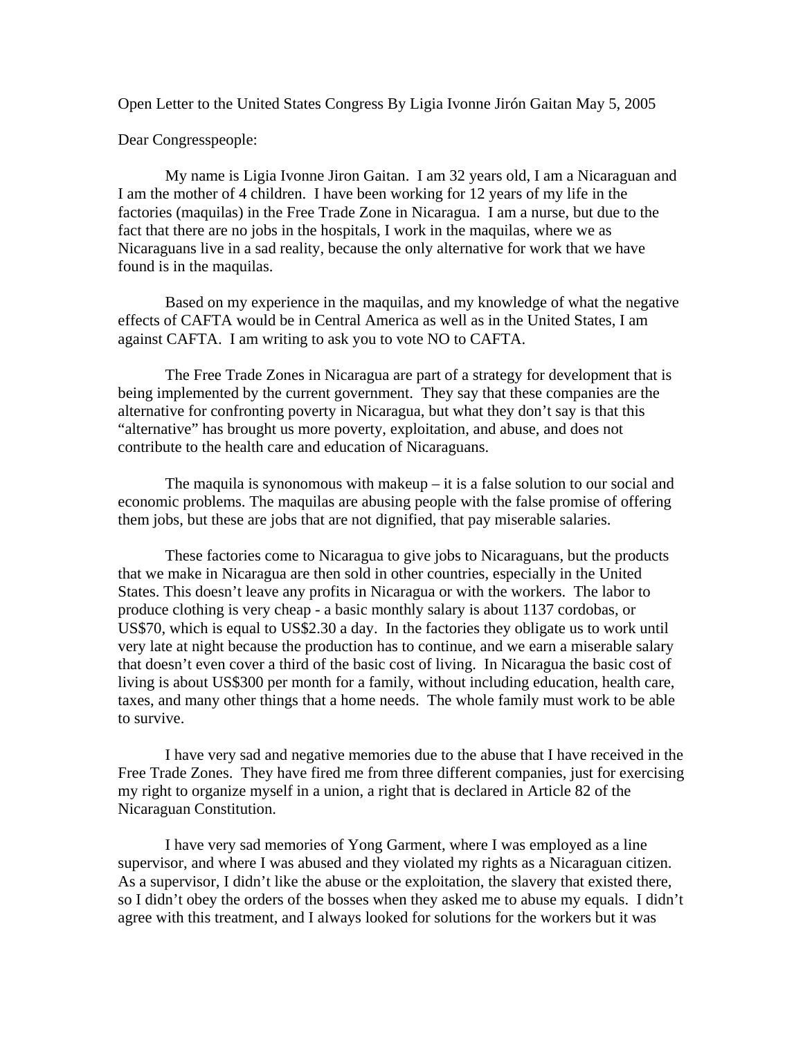Open Letter to the United States Congress By Ligia Ivonne Jirón Gaitan May 5, 2005

Dear Congresspeople:

My name is Ligia Ivonne Jiron Gaitan. I am 32 years old, I am a Nicaraguan and I am the mother of 4 children. I have been working for 12 years of my life in the factories (maquilas) in the Free Trade Zone in Nicaragua. I am a nurse, but due to the fact that there are no jobs in the hospitals, I work in the maquilas, where we as Nicaraguans live in a sad reality, because the only alternative for work that we have found is in the maquilas.

Based on my experience in the maquilas, and my knowledge of what the negative effects of CAFTA would be in Central America as well as in the United States, I am against CAFTA. I am writing to ask you to vote NO to CAFTA.

The Free Trade Zones in Nicaragua are part of a strategy for development that is being implemented by the current government. They say that these companies are the alternative for confronting poverty in Nicaragua, but what they don't say is that this "alternative" has brought us more poverty, exploitation, and abuse, and does not contribute to the health care and education of Nicaraguans.

The maquila is synonomous with makeup – it is a false solution to our social and economic problems. The maquilas are abusing people with the false promise of offering them jobs, but these are jobs that are not dignified, that pay miserable salaries.

These factories come to Nicaragua to give jobs to Nicaraguans, but the products that we make in Nicaragua are then sold in other countries, especially in the United States. This doesn't leave any profits in Nicaragua or with the workers. The labor to produce clothing is very cheap - a basic monthly salary is about 1137 cordobas, or US$70, which is equal to US$2.30 a day. In the factories they obligate us to work until very late at night because the production has to continue, and we earn a miserable salary that doesn't even cover a third of the basic cost of living. In Nicaragua the basic cost of living is about US$300 per month for a family, without including education, health care, taxes, and many other things that a home needs. The whole family must work to be able to survive.

I have very sad and negative memories due to the abuse that I have received in the Free Trade Zones. They have fired me from three different companies, just for exercising my right to organize myself in a union, a right that is declared in Article 82 of the Nicaraguan Constitution.

I have very sad memories of Yong Garment, where I was employed as a line supervisor, and where I was abused and they violated my rights as a Nicaraguan citizen. As a supervisor, I didn't like the abuse or the exploitation, the slavery that existed there, so I didn't obey the orders of the bosses when they asked me to abuse my equals. I didn't agree with this treatment, and I always looked for solutions for the workers but it was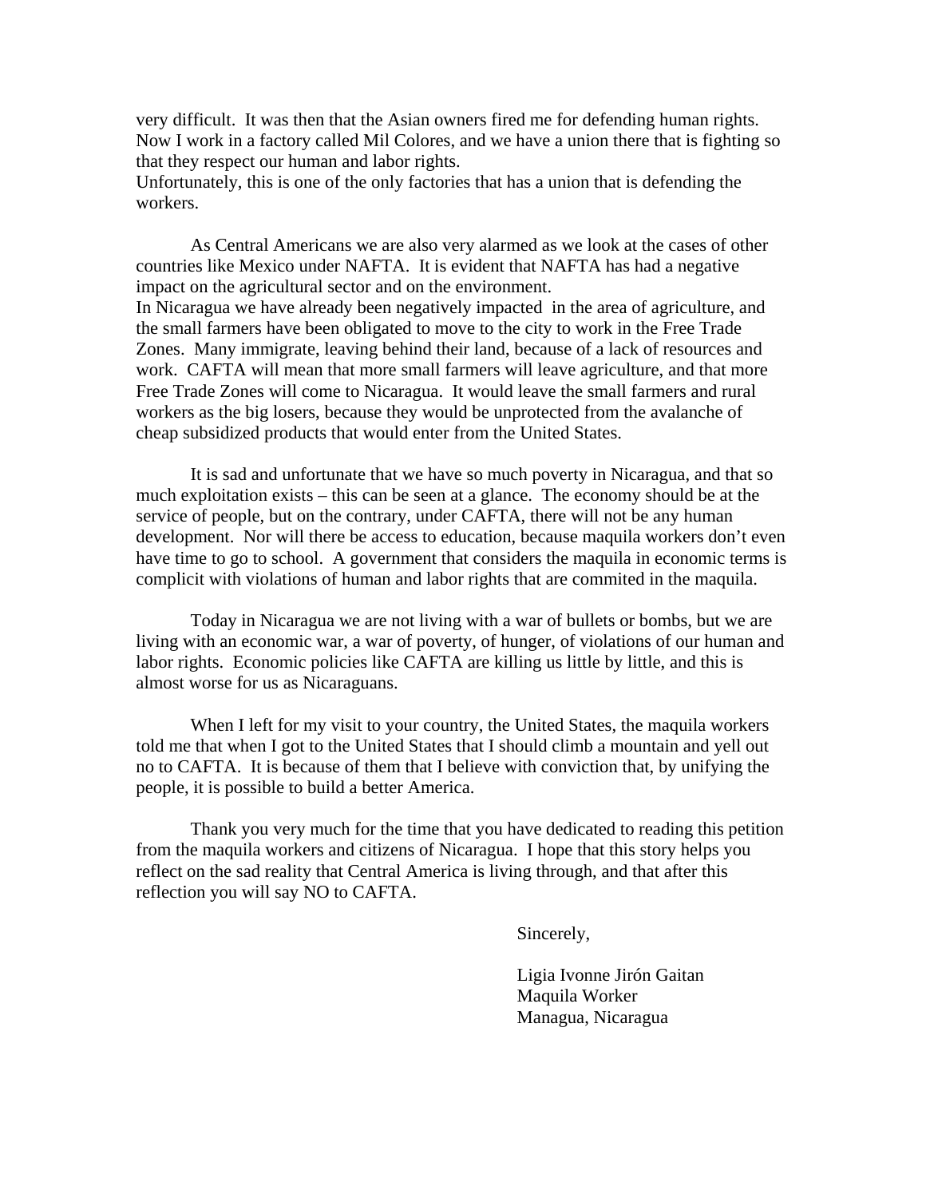very difficult. It was then that the Asian owners fired me for defending human rights. Now I work in a factory called Mil Colores, and we have a union there that is fighting so that they respect our human and labor rights.
Unfortunately, this is one of the only factories that has a union that is defending the workers.

As Central Americans we are also very alarmed as we look at the cases of other countries like Mexico under NAFTA. It is evident that NAFTA has had a negative impact on the agricultural sector and on the environment.
In Nicaragua we have already been negatively impacted in the area of agriculture, and the small farmers have been obligated to move to the city to work in the Free Trade Zones. Many immigrate, leaving behind their land, because of a lack of resources and work. CAFTA will mean that more small farmers will leave agriculture, and that more Free Trade Zones will come to Nicaragua. It would leave the small farmers and rural workers as the big losers, because they would be unprotected from the avalanche of cheap subsidized products that would enter from the United States.

It is sad and unfortunate that we have so much poverty in Nicaragua, and that so much exploitation exists – this can be seen at a glance. The economy should be at the service of people, but on the contrary, under CAFTA, there will not be any human development. Nor will there be access to education, because maquila workers don't even have time to go to school. A government that considers the maquila in economic terms is complicit with violations of human and labor rights that are commited in the maquila.

Today in Nicaragua we are not living with a war of bullets or bombs, but we are living with an economic war, a war of poverty, of hunger, of violations of our human and labor rights. Economic policies like CAFTA are killing us little by little, and this is almost worse for us as Nicaraguans.

When I left for my visit to your country, the United States, the maquila workers told me that when I got to the United States that I should climb a mountain and yell out no to CAFTA. It is because of them that I believe with conviction that, by unifying the people, it is possible to build a better America.

Thank you very much for the time that you have dedicated to reading this petition from the maquila workers and citizens of Nicaragua. I hope that this story helps you reflect on the sad reality that Central America is living through, and that after this reflection you will say NO to CAFTA.

Sincerely,

Ligia Ivonne Jirón Gaitan
Maquila Worker
Managua, Nicaragua